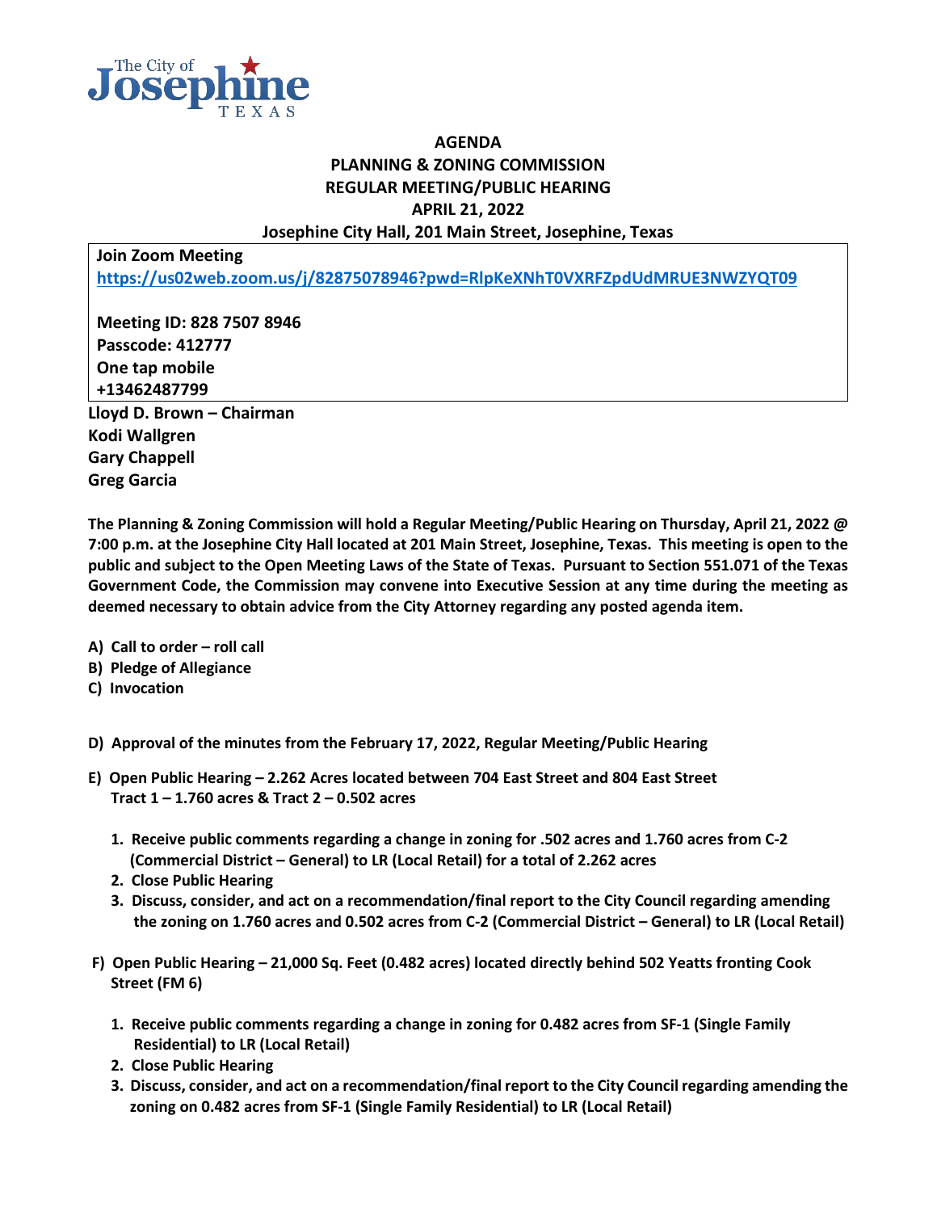The City of Josephine TEXAS

**AGENDA**
**PLANNING & ZONING COMMISSION**
**REGULAR MEETING/PUBLIC HEARING**
**APRIL 21, 2022**
**Josephine City Hall, 201 Main Street, Josephine, Texas**

**Join Zoom Meeting**
**https://us02web.zoom.us/j/82875078946?pwd=RlpKeXNhT0VXRFZpdUdMRUE3NWZYQT09**

**Meeting ID: 828 7507 8946**
**Passcode: 412777**
**One tap mobile**
**+13462487799**

**Lloyd D. Brown – Chairman**
**Kodi Wallgren**
**Gary Chappell**
**Greg Garcia**

**The Planning & Zoning Commission will hold a Regular Meeting/Public Hearing on Thursday, April 21, 2022 @ 7:00 p.m. at the Josephine City Hall located at 201 Main Street, Josephine, Texas. This meeting is open to the public and subject to the Open Meeting Laws of the State of Texas. Pursuant to Section 551.071 of the Texas Government Code, the Commission may convene into Executive Session at any time during the meeting as deemed necessary to obtain advice from the City Attorney regarding any posted agenda item.**

**A) Call to order – roll call**
**B) Pledge of Allegiance**
**C) Invocation**

**D) Approval of the minutes from the February 17, 2022, Regular Meeting/Public Hearing**

**E) Open Public Hearing – 2.262 Acres located between 704 East Street and 804 East Street Tract 1 – 1.760 acres & Tract 2 – 0.502 acres**

1. **Receive public comments regarding a change in zoning for .502 acres and 1.760 acres from C-2 (Commercial District – General) to LR (Local Retail) for a total of 2.262 acres**
2. **Close Public Hearing**
3. **Discuss, consider, and act on a recommendation/final report to the City Council regarding amending the zoning on 1.760 acres and 0.502 acres from C-2 (Commercial District – General) to LR (Local Retail)**

**F) Open Public Hearing – 21,000 Sq. Feet (0.482 acres) located directly behind 502 Yeatts fronting Cook Street (FM 6)**

1. **Receive public comments regarding a change in zoning for 0.482 acres from SF-1 (Single Family Residential) to LR (Local Retail)**
2. **Close Public Hearing**
3. **Discuss, consider, and act on a recommendation/final report to the City Council regarding amending the zoning on 0.482 acres from SF-1 (Single Family Residential) to LR (Local Retail)**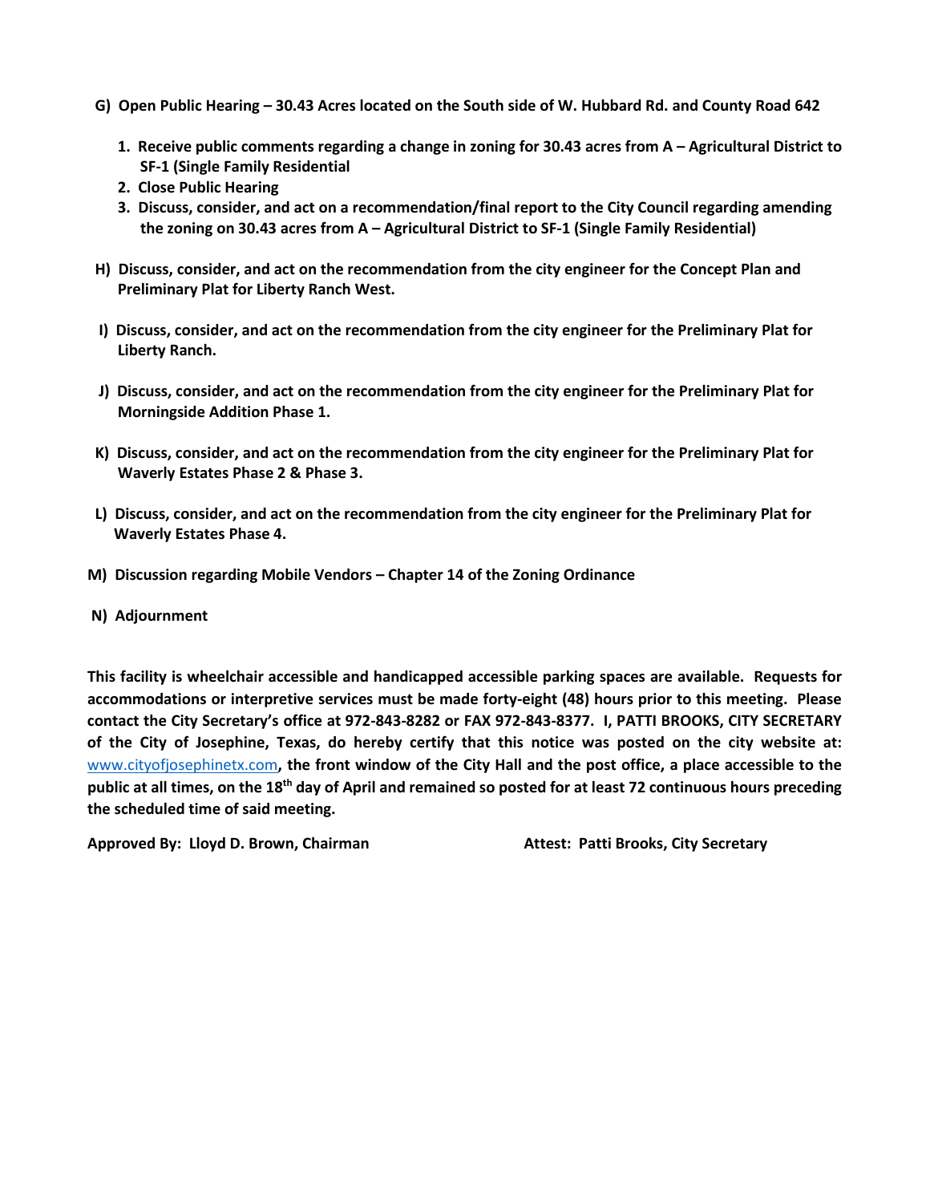**G) Open Public Hearing – 30.43 Acres located on the South side of W. Hubbard Rd. and County Road 642**

1. **Receive public comments regarding a change in zoning for 30.43 acres from A – Agricultural District to SF-1 (Single Family Residential**
2. **Close Public Hearing**
3. **Discuss, consider, and act on a recommendation/final report to the City Council regarding amending the zoning on 30.43 acres from A – Agricultural District to SF-1 (Single Family Residential)**

**H) Discuss, consider, and act on the recommendation from the city engineer for the Concept Plan and Preliminary Plat for Liberty Ranch West.**

**I) Discuss, consider, and act on the recommendation from the city engineer for the Preliminary Plat for Liberty Ranch.**

**J) Discuss, consider, and act on the recommendation from the city engineer for the Preliminary Plat for Morningside Addition Phase 1.**

**K) Discuss, consider, and act on the recommendation from the city engineer for the Preliminary Plat for Waverly Estates Phase 2 & Phase 3.**

**L) Discuss, consider, and act on the recommendation from the city engineer for the Preliminary Plat for Waverly Estates Phase 4.**

**M) Discussion regarding Mobile Vendors – Chapter 14 of the Zoning Ordinance**

**N) Adjournment**

**This facility is wheelchair accessible and handicapped accessible parking spaces are available. Requests for accommodations or interpretive services must be made forty-eight (48) hours prior to this meeting. Please contact the City Secretary's office at 972-843-8282 or FAX 972-843-8377. I, PATTI BROOKS, CITY SECRETARY of the City of Josephine, Texas, do hereby certify that this notice was posted on the city website at: www.cityofjosephinetx.com, the front window of the City Hall and the post office, a place accessible to the public at all times, on the 18th day of April and remained so posted for at least 72 continuous hours preceding the scheduled time of said meeting.**

**Approved By: Lloyd D. Brown, Chairman** **Attest: Patti Brooks, City Secretary**